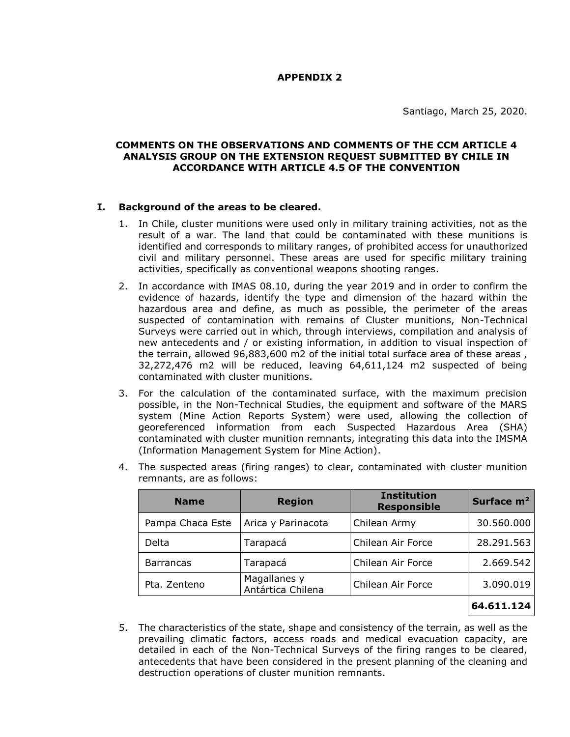**APPENDIX 2**

Santiago, March 25, 2020.

**COMMENTS ON THE OBSERVATIONS AND COMMENTS OF THE CCM ARTICLE 4 ANALYSIS GROUP ON THE EXTENSION REQUEST SUBMITTED BY CHILE IN ACCORDANCE WITH ARTICLE 4.5 OF THE CONVENTION**

## I. Background of the areas to be cleared.

1. In Chile, cluster munitions were used only in military training activities, not as the result of a war. The land that could be contaminated with these munitions is identified and corresponds to military ranges, of prohibited access for unauthorized civil and military personnel. These areas are used for specific military training activities, specifically as conventional weapons shooting ranges.

2. In accordance with IMAS 08.10, during the year 2019 and in order to confirm the evidence of hazards, identify the type and dimension of the hazard within the hazardous area and define, as much as possible, the perimeter of the areas suspected of contamination with remains of Cluster munitions, Non-Technical Surveys were carried out in which, through interviews, compilation and analysis of new antecedents and / or existing information, in addition to visual inspection of the terrain, allowed 96,883,600 m2 of the initial total surface area of these areas , 32,272,476 m2 will be reduced, leaving 64,611,124 m2 suspected of being contaminated with cluster munitions.

3. For the calculation of the contaminated surface, with the maximum precision possible, in the Non-Technical Studies, the equipment and software of the MARS system (Mine Action Reports System) were used, allowing the collection of georeferenced information from each Suspected Hazardous Area (SHA) contaminated with cluster munition remnants, integrating this data into the IMSMA (Information Management System for Mine Action).

4. The suspected areas (firing ranges) to clear, contaminated with cluster munition remnants, are as follows:

| Name | Region | Institution Responsible | Surface $m^2$ |
|---|---|---|---|
| Pampa Chaca Este | Arica y Parinacota | Chilean Army | 30.560.000 |
| Delta | Tarapacá | Chilean Air Force | 28.291.563 |
| Barrancas | Tarapacá | Chilean Air Force | 2.669.542 |
| Pta. Zenteno | Magallanes y Antártica Chilena | Chilean Air Force | 3.090.019 |
| | | | **64.611.124** |

5. The characteristics of the state, shape and consistency of the terrain, as well as the prevailing climatic factors, access roads and medical evacuation capacity, are detailed in each of the Non-Technical Surveys of the firing ranges to be cleared, antecedents that have been considered in the present planning of the cleaning and destruction operations of cluster munition remnants.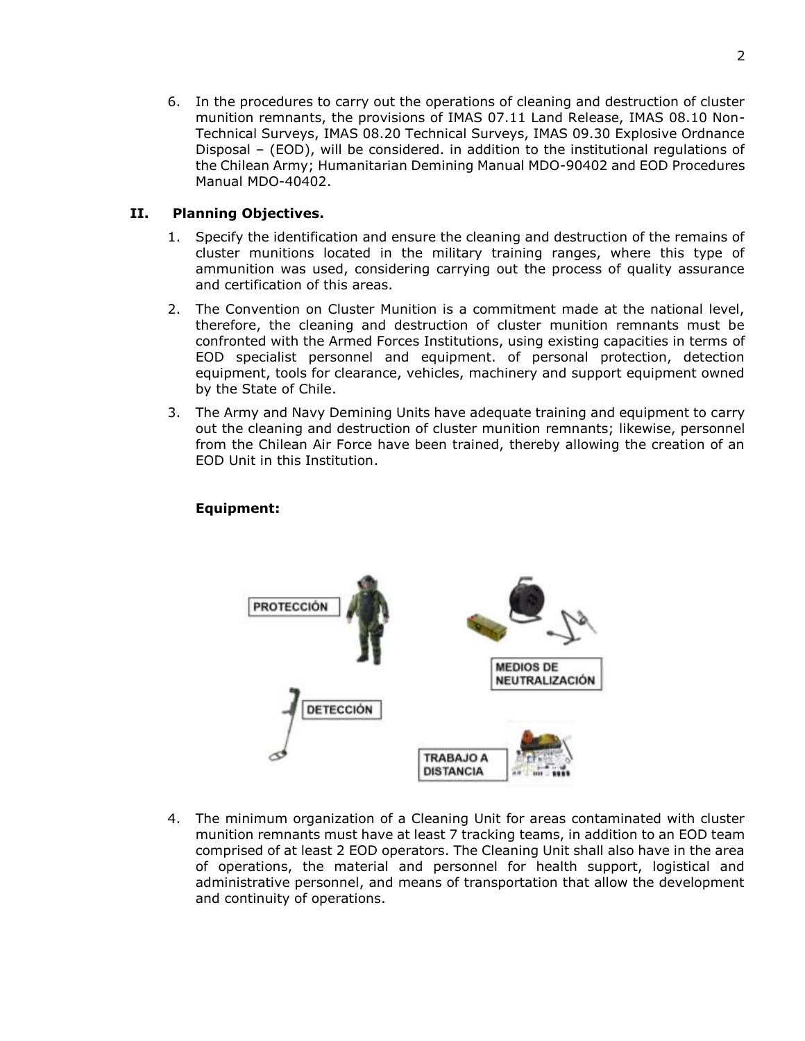6. In the procedures to carry out the operations of cleaning and destruction of cluster munition remnants, the provisions of IMAS 07.11 Land Release, IMAS 08.10 Non-Technical Surveys, IMAS 08.20 Technical Surveys, IMAS 09.30 Explosive Ordnance Disposal – (EOD), will be considered. in addition to the institutional regulations of the Chilean Army; Humanitarian Demining Manual MDO-90402 and EOD Procedures Manual MDO-40402.

## II. Planning Objectives.

1. Specify the identification and ensure the cleaning and destruction of the remains of cluster munitions located in the military training ranges, where this type of ammunition was used, considering carrying out the process of quality assurance and certification of this areas.
2. The Convention on Cluster Munition is a commitment made at the national level, therefore, the cleaning and destruction of cluster munition remnants must be confronted with the Armed Forces Institutions, using existing capacities in terms of EOD specialist personnel and equipment. of personal protection, detection equipment, tools for clearance, vehicles, machinery and support equipment owned by the State of Chile.
3. The Army and Navy Demining Units have adequate training and equipment to carry out the cleaning and destruction of cluster munition remnants; likewise, personnel from the Chilean Air Force have been trained, thereby allowing the creation of an EOD Unit in this Institution.

**Equipment:**

PROTECCIÓN

MEDIOS DE NEUTRALIZACIÓN

DETECCIÓN

TRABAJO A DISTANCIA

4. The minimum organization of a Cleaning Unit for areas contaminated with cluster munition remnants must have at least 7 tracking teams, in addition to an EOD team comprised of at least 2 EOD operators. The Cleaning Unit shall also have in the area of operations, the material and personnel for health support, logistical and administrative personnel, and means of transportation that allow the development and continuity of operations.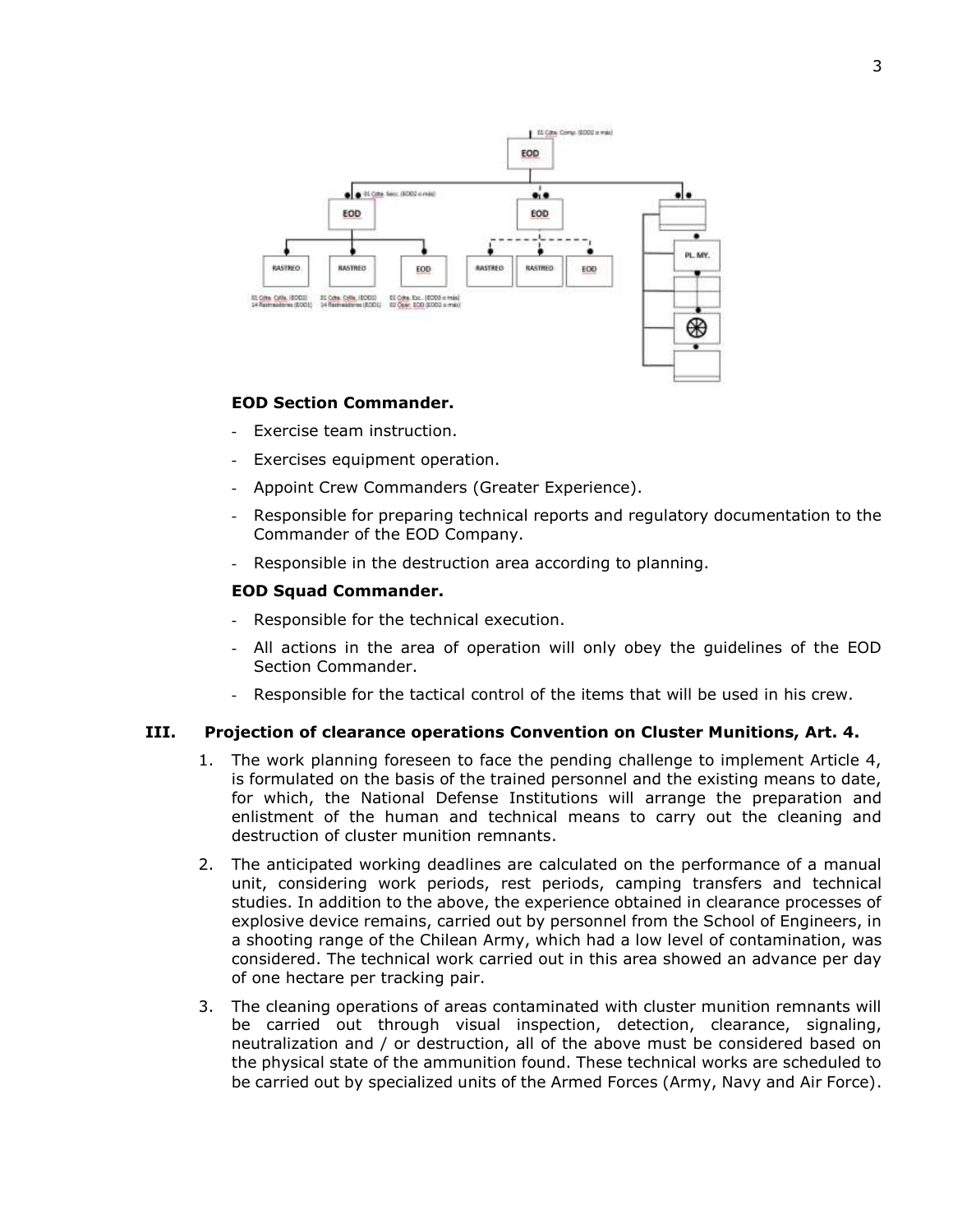**EOD Section Commander.**

- Exercise team instruction.
- Exercises equipment operation.
- Appoint Crew Commanders (Greater Experience).
- Responsible for preparing technical reports and regulatory documentation to the Commander of the EOD Company.
- Responsible in the destruction area according to planning.

**EOD Squad Commander.**

- Responsible for the technical execution.
- All actions in the area of operation will only obey the guidelines of the EOD Section Commander.
- Responsible for the tactical control of the items that will be used in his crew.

## III. Projection of clearance operations Convention on Cluster Munitions, Art. 4.

1. The work planning foreseen to face the pending challenge to implement Article 4, is formulated on the basis of the trained personnel and the existing means to date, for which, the National Defense Institutions will arrange the preparation and enlistment of the human and technical means to carry out the cleaning and destruction of cluster munition remnants.
2. The anticipated working deadlines are calculated on the performance of a manual unit, considering work periods, rest periods, camping transfers and technical studies. In addition to the above, the experience obtained in clearance processes of explosive device remains, carried out by personnel from the School of Engineers, in a shooting range of the Chilean Army, which had a low level of contamination, was considered. The technical work carried out in this area showed an advance per day of one hectare per tracking pair.
3. The cleaning operations of areas contaminated with cluster munition remnants will be carried out through visual inspection, detection, clearance, signaling, neutralization and / or destruction, all of the above must be considered based on the physical state of the ammunition found. These technical works are scheduled to be carried out by specialized units of the Armed Forces (Army, Navy and Air Force).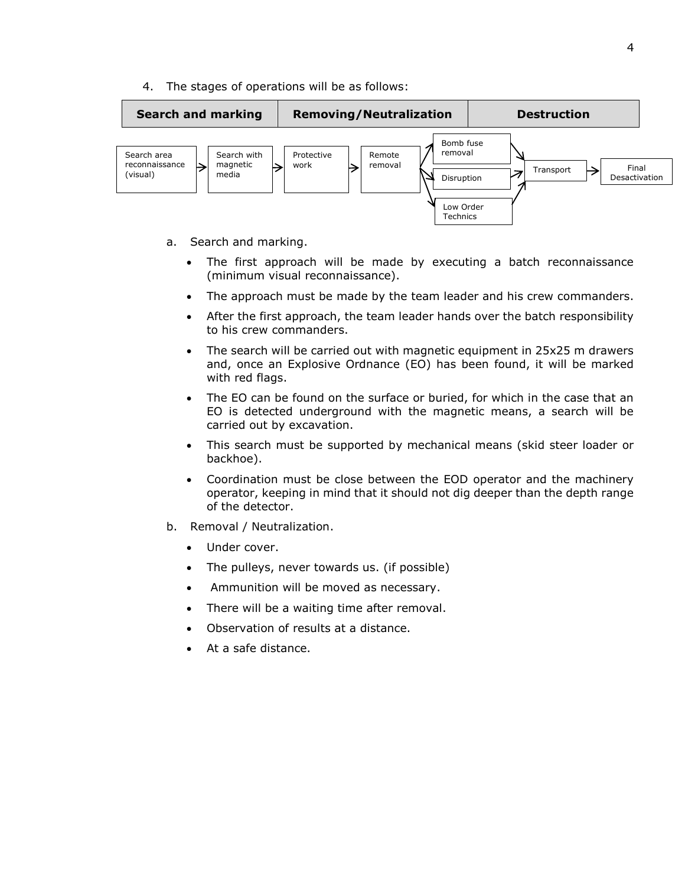4. The stages of operations will be as follows:

| Search and marking | Removing/Neutralization | Destruction |
|---|---|---|

Search area reconnaissance (visual) → Search with magnetic media → Protective work → Remote removal → Bomb fuse removal / Disruption / Low Order Technics → Transport → Final Desactivation

a. Search and marking.

- The first approach will be made by executing a batch reconnaissance (minimum visual reconnaissance).
- The approach must be made by the team leader and his crew commanders.
- After the first approach, the team leader hands over the batch responsibility to his crew commanders.
- The search will be carried out with magnetic equipment in 25x25 m drawers and, once an Explosive Ordnance (EO) has been found, it will be marked with red flags.
- The EO can be found on the surface or buried, for which in the case that an EO is detected underground with the magnetic means, a search will be carried out by excavation.
- This search must be supported by mechanical means (skid steer loader or backhoe).
- Coordination must be close between the EOD operator and the machinery operator, keeping in mind that it should not dig deeper than the depth range of the detector.

b. Removal / Neutralization.

- Under cover.
- The pulleys, never towards us. (if possible)
- Ammunition will be moved as necessary.
- There will be a waiting time after removal.
- Observation of results at a distance.
- At a safe distance.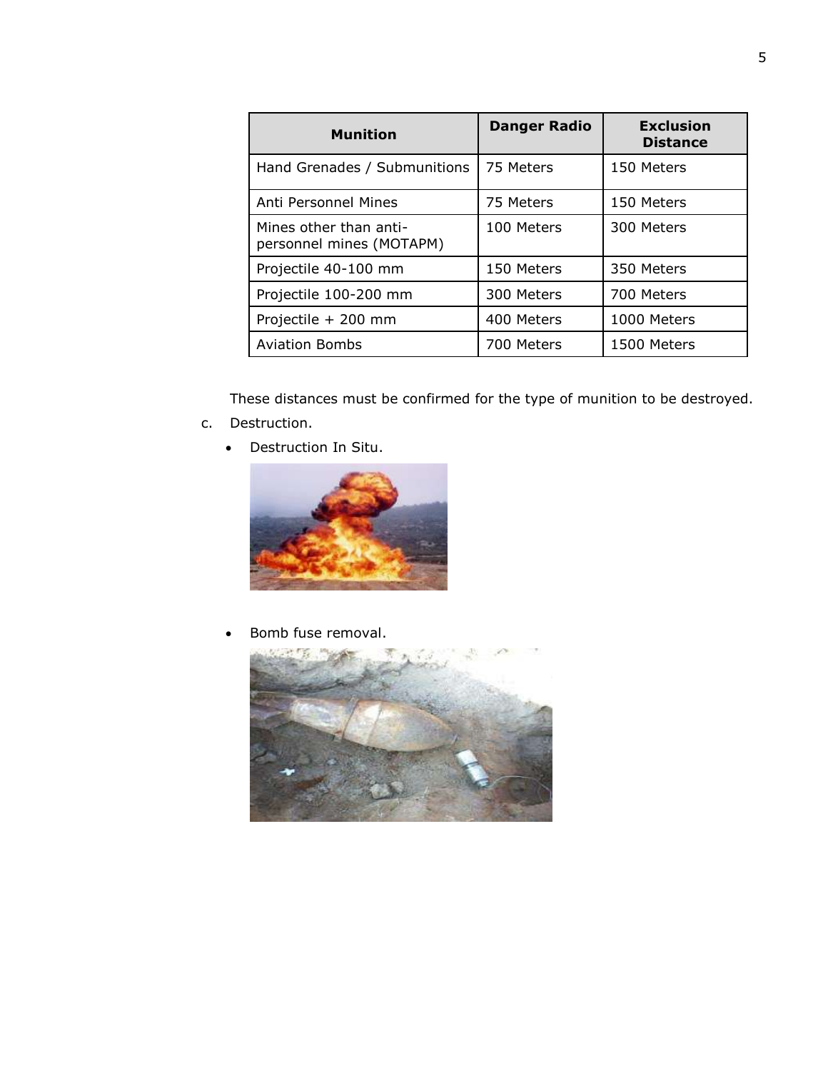| Munition | Danger Radio | Exclusion Distance |
| --- | --- | --- |
| Hand Grenades / Submunitions | 75 Meters | 150 Meters |
| Anti Personnel Mines | 75 Meters | 150 Meters |
| Mines other than anti-personnel mines (MOTAPM) | 100 Meters | 300 Meters |
| Projectile 40-100 mm | 150 Meters | 350 Meters |
| Projectile 100-200 mm | 300 Meters | 700 Meters |
| Projectile + 200 mm | 400 Meters | 1000 Meters |
| Aviation Bombs | 700 Meters | 1500 Meters |

These distances must be confirmed for the type of munition to be destroyed.

c. Destruction.

- Destruction In Situ.

- Bomb fuse removal.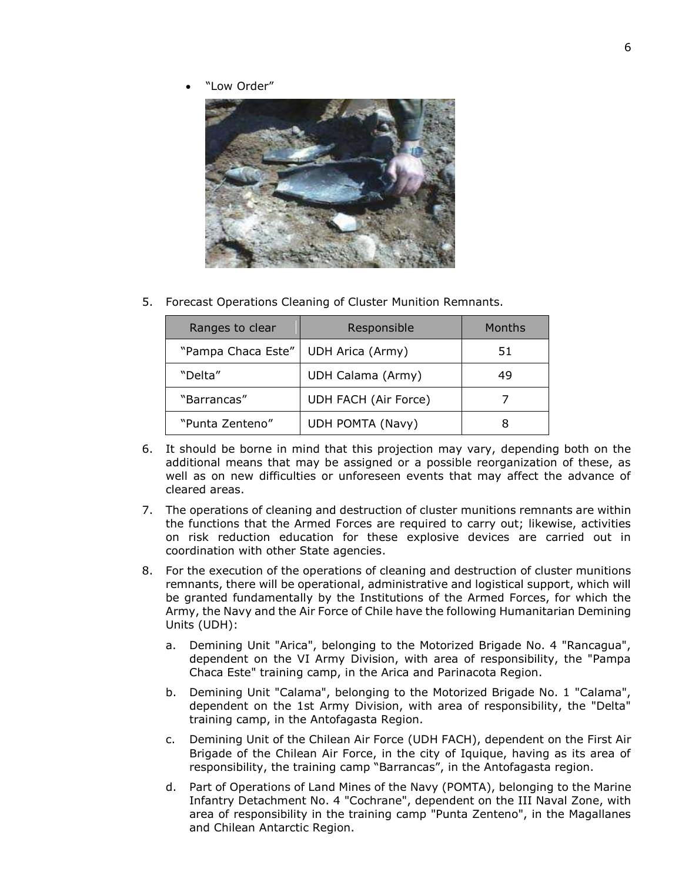- "Low Order"

5. Forecast Operations Cleaning of Cluster Munition Remnants.

| Ranges to clear | Responsible | Months |
|---|---|---|
| "Pampa Chaca Este" | UDH Arica (Army) | 51 |
| "Delta" | UDH Calama (Army) | 49 |
| "Barrancas" | UDH FACH (Air Force) | 7 |
| "Punta Zenteno" | UDH POMTA (Navy) | 8 |

6. It should be borne in mind that this projection may vary, depending both on the additional means that may be assigned or a possible reorganization of these, as well as on new difficulties or unforeseen events that may affect the advance of cleared areas.

7. The operations of cleaning and destruction of cluster munitions remnants are within the functions that the Armed Forces are required to carry out; likewise, activities on risk reduction education for these explosive devices are carried out in coordination with other State agencies.

8. For the execution of the operations of cleaning and destruction of cluster munitions remnants, there will be operational, administrative and logistical support, which will be granted fundamentally by the Institutions of the Armed Forces, for which the Army, the Navy and the Air Force of Chile have the following Humanitarian Demining Units (UDH):

   a. Demining Unit "Arica", belonging to the Motorized Brigade No. 4 "Rancagua", dependent on the VI Army Division, with area of responsibility, the "Pampa Chaca Este" training camp, in the Arica and Parinacota Region.

   b. Demining Unit "Calama", belonging to the Motorized Brigade No. 1 "Calama", dependent on the 1st Army Division, with area of responsibility, the "Delta" training camp, in the Antofagasta Region.

   c. Demining Unit of the Chilean Air Force (UDH FACH), dependent on the First Air Brigade of the Chilean Air Force, in the city of Iquique, having as its area of responsibility, the training camp "Barrancas", in the Antofagasta region.

   d. Part of Operations of Land Mines of the Navy (POMTA), belonging to the Marine Infantry Detachment No. 4 "Cochrane", dependent on the III Naval Zone, with area of responsibility in the training camp "Punta Zenteno", in the Magallanes and Chilean Antarctic Region.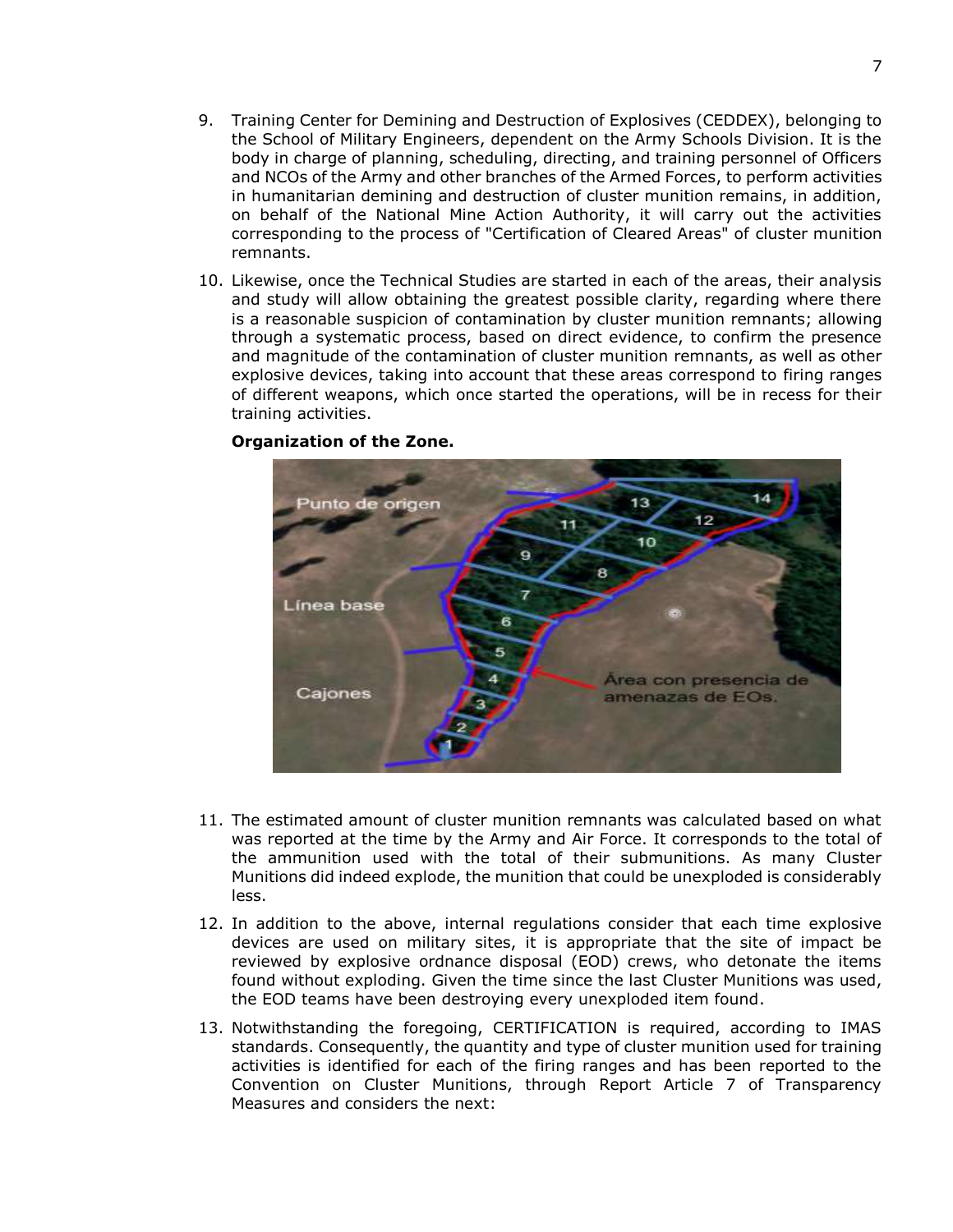9. Training Center for Demining and Destruction of Explosives (CEDDEX), belonging to the School of Military Engineers, dependent on the Army Schools Division. It is the body in charge of planning, scheduling, directing, and training personnel of Officers and NCOs of the Army and other branches of the Armed Forces, to perform activities in humanitarian demining and destruction of cluster munition remains, in addition, on behalf of the National Mine Action Authority, it will carry out the activities corresponding to the process of "Certification of Cleared Areas" of cluster munition remnants.

10. Likewise, once the Technical Studies are started in each of the areas, their analysis and study will allow obtaining the greatest possible clarity, regarding where there is a reasonable suspicion of contamination by cluster munition remnants; allowing through a systematic process, based on direct evidence, to confirm the presence and magnitude of the contamination of cluster munition remnants, as well as other explosive devices, taking into account that these areas correspond to firing ranges of different weapons, which once started the operations, will be in recess for their training activities.

**Organization of the Zone.**

11. The estimated amount of cluster munition remnants was calculated based on what was reported at the time by the Army and Air Force. It corresponds to the total of the ammunition used with the total of their submunitions. As many Cluster Munitions did indeed explode, the munition that could be unexploded is considerably less.

12. In addition to the above, internal regulations consider that each time explosive devices are used on military sites, it is appropriate that the site of impact be reviewed by explosive ordnance disposal (EOD) crews, who detonate the items found without exploding. Given the time since the last Cluster Munitions was used, the EOD teams have been destroying every unexploded item found.

13. Notwithstanding the foregoing, CERTIFICATION is required, according to IMAS standards. Consequently, the quantity and type of cluster munition used for training activities is identified for each of the firing ranges and has been reported to the Convention on Cluster Munitions, through Report Article 7 of Transparency Measures and considers the next: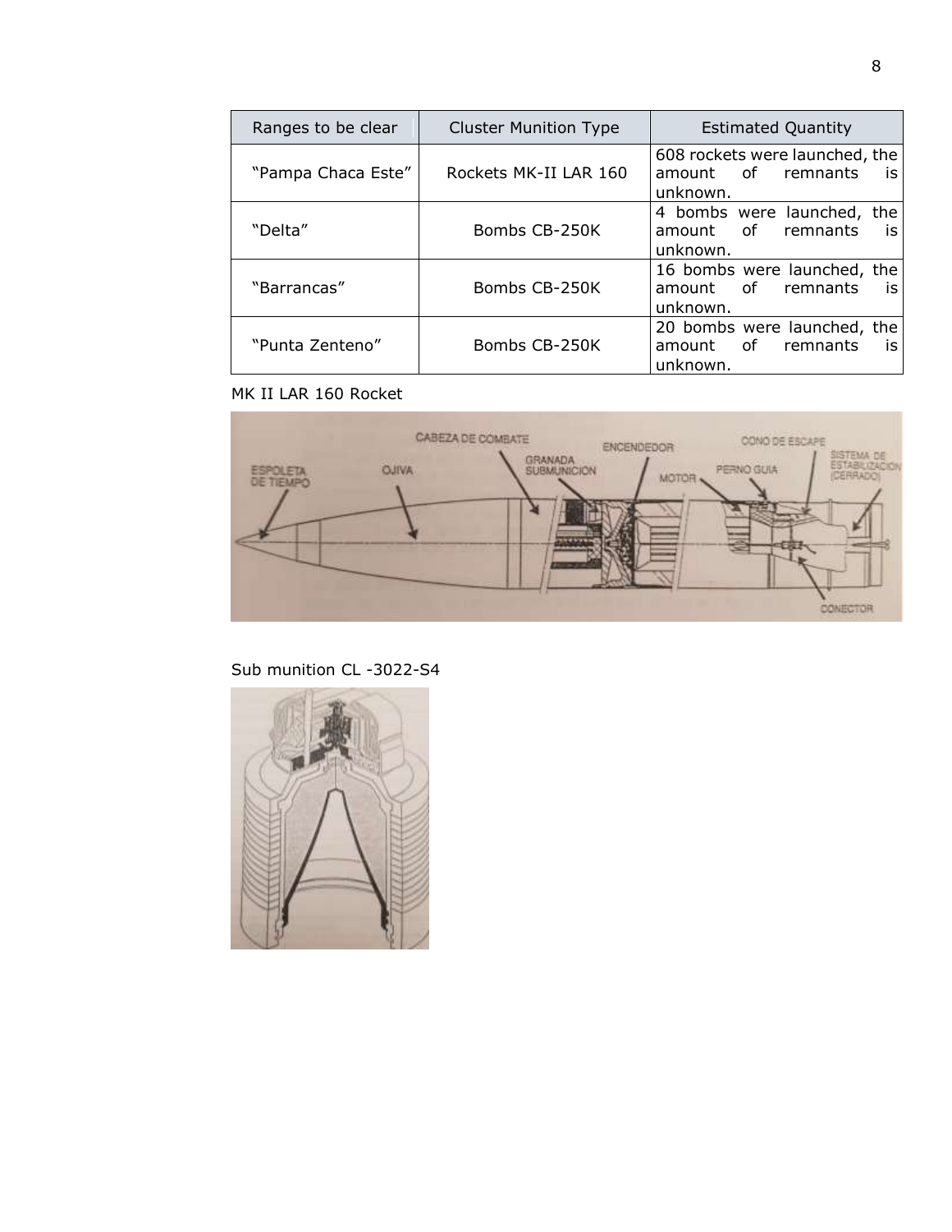| Ranges to be clear | Cluster Munition Type | Estimated Quantity |
|---|---|---|
| "Pampa Chaca Este" | Rockets MK-II LAR 160 | 608 rockets were launched, the amount of remnants is unknown. |
| "Delta" | Bombs CB-250K | 4 bombs were launched, the amount of remnants is unknown. |
| "Barrancas" | Bombs CB-250K | 16 bombs were launched, the amount of remnants is unknown. |
| "Punta Zenteno" | Bombs CB-250K | 20 bombs were launched, the amount of remnants is unknown. |

MK II LAR 160 Rocket

Sub munition CL -3022-S4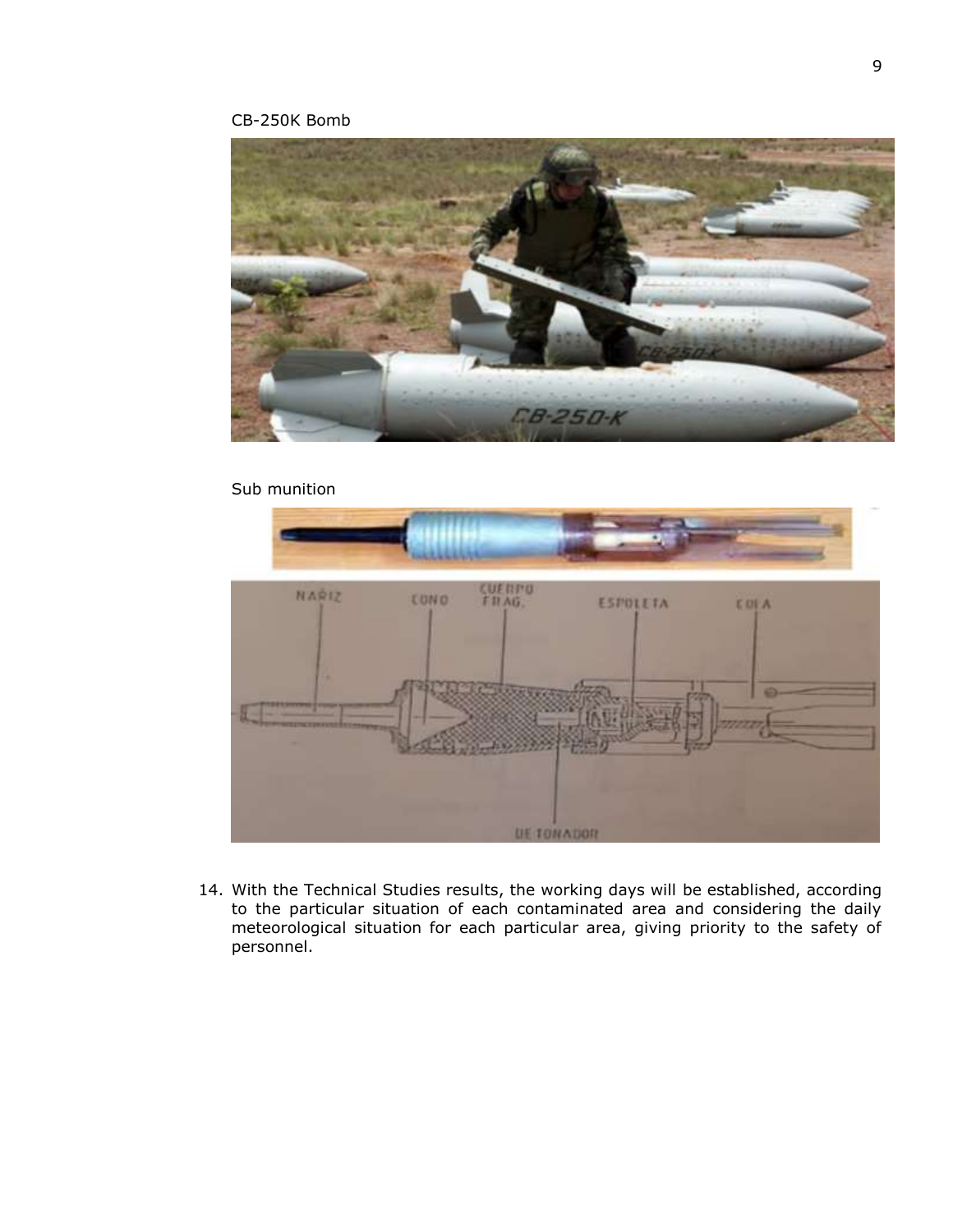CB-250K Bomb

Sub munition

14. With the Technical Studies results, the working days will be established, according to the particular situation of each contaminated area and considering the daily meteorological situation for each particular area, giving priority to the safety of personnel.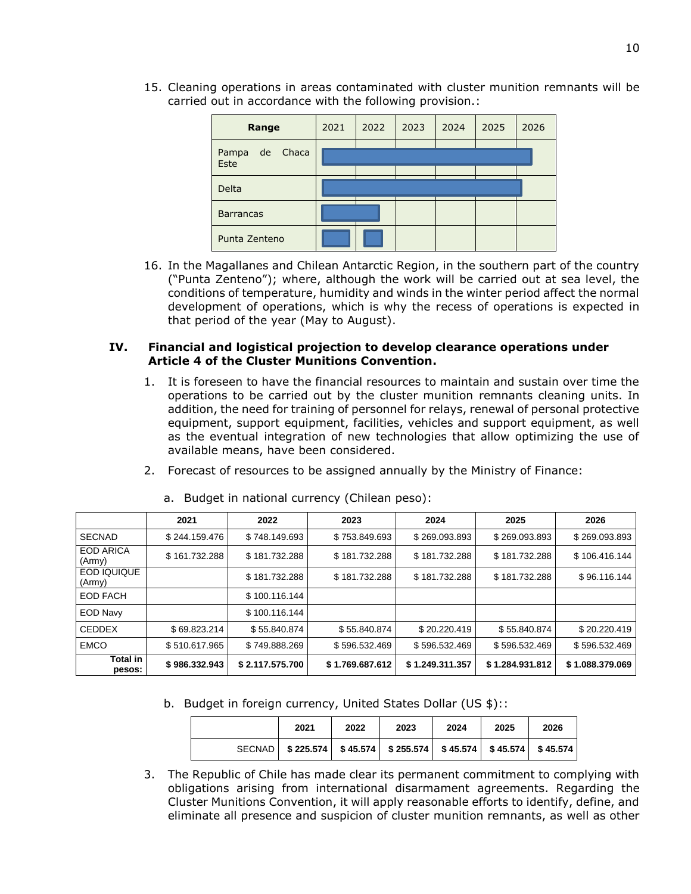15. Cleaning operations in areas contaminated with cluster munition remnants will be carried out in accordance with the following provision.:

| Range | 2021 | 2022 | 2023 | 2024 | 2025 | 2026 |
|---|---|---|---|---|---|---|
| Pampa de Chaca Este | ■ | ■ | ■ | ■ | ■ | ■ |
| Delta | ■ | ■ | ■ | ■ | ■ | |
| Barrancas | ■ | ■ | | | | |
| Punta Zenteno | ■ | ■ | | | | |

16. In the Magallanes and Chilean Antarctic Region, in the southern part of the country ("Punta Zenteno"); where, although the work will be carried out at sea level, the conditions of temperature, humidity and winds in the winter period affect the normal development of operations, which is why the recess of operations is expected in that period of the year (May to August).

## IV. Financial and logistical projection to develop clearance operations under Article 4 of the Cluster Munitions Convention.

1. It is foreseen to have the financial resources to maintain and sustain over time the operations to be carried out by the cluster munition remnants cleaning units. In addition, the need for training of personnel for relays, renewal of personal protective equipment, support equipment, facilities, vehicles and support equipment, as well as the eventual integration of new technologies that allow optimizing the use of available means, have been considered.

2. Forecast of resources to be assigned annually by the Ministry of Finance:

   a. Budget in national currency (Chilean peso):

| | 2021 | 2022 | 2023 | 2024 | 2025 | 2026 |
|---|---|---|---|---|---|---|
| SECNAD | $ 244.159.476 | $ 748.149.693 | $ 753.849.693 | $ 269.093.893 | $ 269.093.893 | $ 269.093.893 |
| EOD ARICA (Army) | $ 161.732.288 | $ 181.732.288 | $ 181.732.288 | $ 181.732.288 | $ 181.732.288 | $ 106.416.144 |
| EOD IQUIQUE (Army) | | $ 181.732.288 | $ 181.732.288 | $ 181.732.288 | $ 181.732.288 | $ 96.116.144 |
| EOD FACH | | $ 100.116.144 | | | | |
| EOD Navy | | $ 100.116.144 | | | | |
| CEDDEX | $ 69.823.214 | $ 55.840.874 | $ 55.840.874 | $ 20.220.419 | $ 55.840.874 | $ 20.220.419 |
| EMCO | $ 510.617.965 | $ 749.888.269 | $ 596.532.469 | $ 596.532.469 | $ 596.532.469 | $ 596.532.469 |
| **Total in pesos:** | **$ 986.332.943** | **$ 2.117.575.700** | **$ 1.769.687.612** | **$ 1.249.311.357** | **$ 1.284.931.812** | **$ 1.088.379.069** |

   b. Budget in foreign currency, United States Dollar (US $)::

| | 2021 | 2022 | 2023 | 2024 | 2025 | 2026 |
|---|---|---|---|---|---|---|
| SECNAD | **$ 225.574** | **$ 45.574** | **$ 255.574** | **$ 45.574** | **$ 45.574** | **$ 45.574** |

3. The Republic of Chile has made clear its permanent commitment to complying with obligations arising from international disarmament agreements. Regarding the Cluster Munitions Convention, it will apply reasonable efforts to identify, define, and eliminate all presence and suspicion of cluster munition remnants, as well as other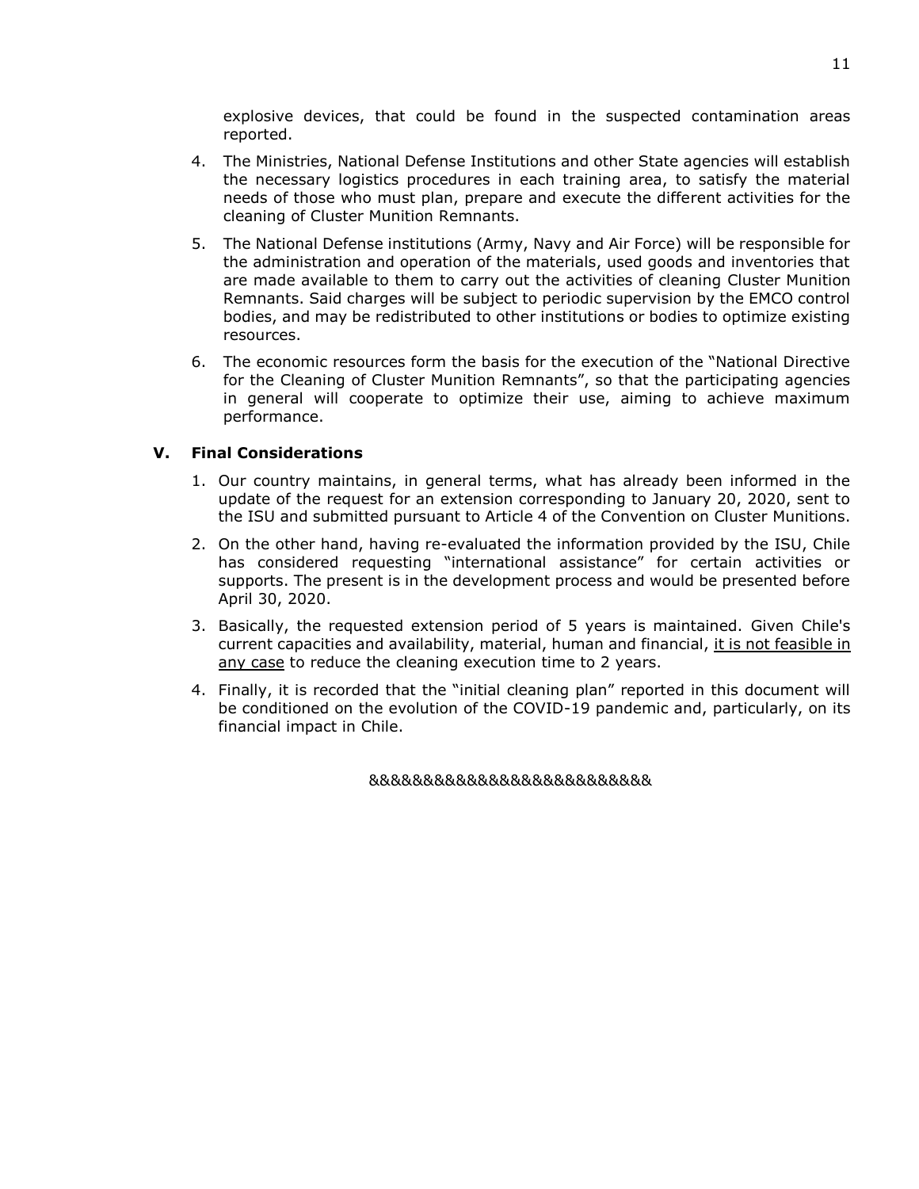explosive devices, that could be found in the suspected contamination areas reported.

4. The Ministries, National Defense Institutions and other State agencies will establish the necessary logistics procedures in each training area, to satisfy the material needs of those who must plan, prepare and execute the different activities for the cleaning of Cluster Munition Remnants.
5. The National Defense institutions (Army, Navy and Air Force) will be responsible for the administration and operation of the materials, used goods and inventories that are made available to them to carry out the activities of cleaning Cluster Munition Remnants. Said charges will be subject to periodic supervision by the EMCO control bodies, and may be redistributed to other institutions or bodies to optimize existing resources.
6. The economic resources form the basis for the execution of the "National Directive for the Cleaning of Cluster Munition Remnants", so that the participating agencies in general will cooperate to optimize their use, aiming to achieve maximum performance.

## V. Final Considerations

1. Our country maintains, in general terms, what has already been informed in the update of the request for an extension corresponding to January 20, 2020, sent to the ISU and submitted pursuant to Article 4 of the Convention on Cluster Munitions.
2. On the other hand, having re-evaluated the information provided by the ISU, Chile has considered requesting "international assistance" for certain activities or supports. The present is in the development process and would be presented before April 30, 2020.
3. Basically, the requested extension period of 5 years is maintained. Given Chile's current capacities and availability, material, human and financial, <u>it is not feasible in any case</u> to reduce the cleaning execution time to 2 years.
4. Finally, it is recorded that the "initial cleaning plan" reported in this document will be conditioned on the evolution of the COVID-19 pandemic and, particularly, on its financial impact in Chile.

&&&&&&&&&&&&&&&&&&&&&&&&&